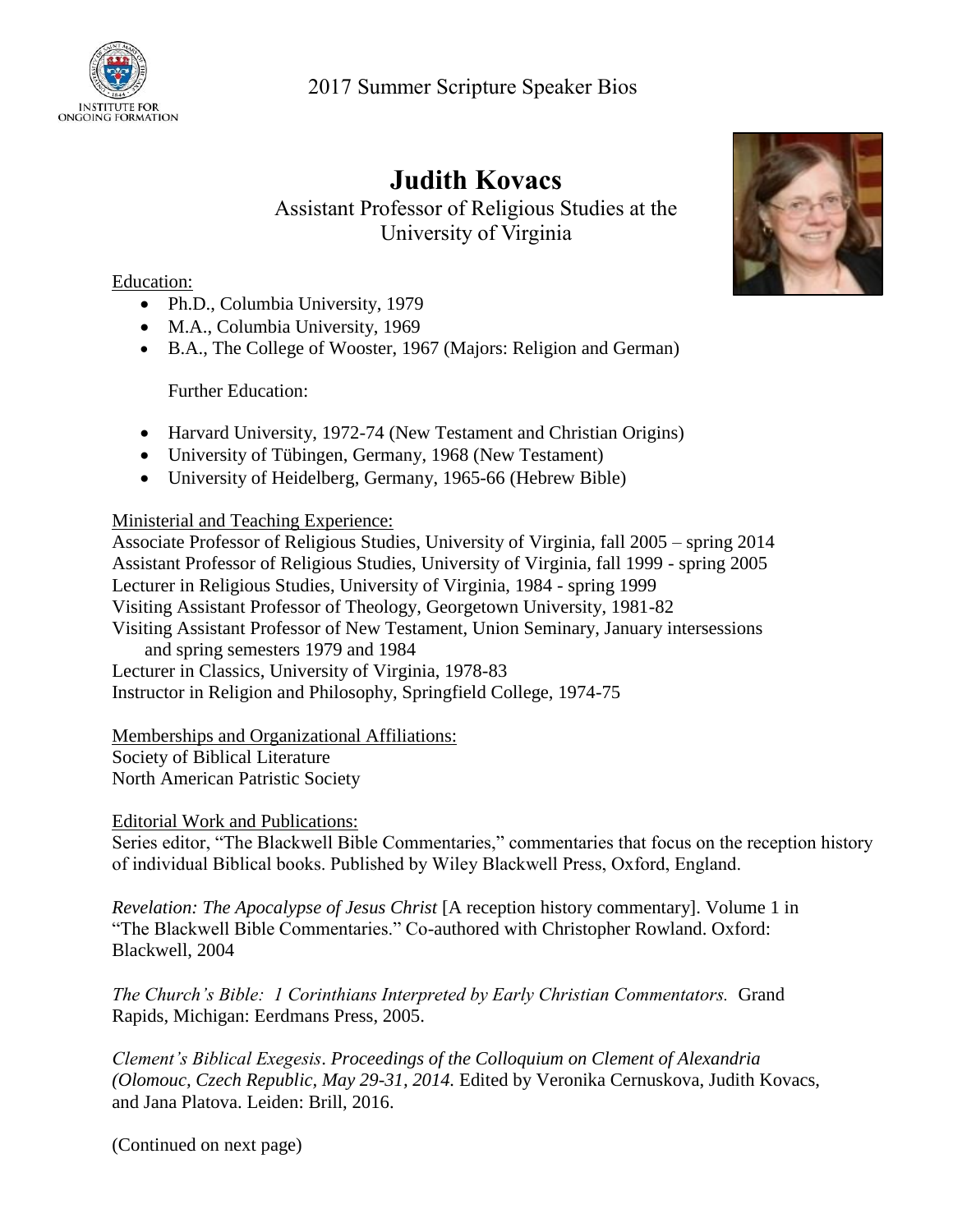2017 Summer Scripture Speaker Bios

# Judith Kovacs

Assistant Professor of Religious Studies at the University of Virginia

Education:

- Ph.D., Columbia University, 1979
- M.A., Columbia University, 1969
- B.A., The College of Wooster, 1967 (Majors: Religion and German)

Further Education:

- Harvard University, 1972-74 (New Testament and Christian Origins)
- University of Tübingen, Germany, 1968 (New Testament)
- University of Heidelberg, Germany, 1965-66 (Hebrew Bible)

Ministerial and Teaching Experience:

Associate Professor of Religious Studies, University of Virginia, fall 2005 – spring 2014
Assistant Professor of Religious Studies, University of Virginia, fall 1999 - spring 2005
Lecturer in Religious Studies, University of Virginia, 1984 - spring 1999
Visiting Assistant Professor of Theology, Georgetown University, 1981-82
Visiting Assistant Professor of New Testament, Union Seminary, January intersessions and spring semesters 1979 and 1984
Lecturer in Classics, University of Virginia, 1978-83
Instructor in Religion and Philosophy, Springfield College, 1974-75

Memberships and Organizational Affiliations:

Society of Biblical Literature
North American Patristic Society

Editorial Work and Publications:

Series editor, "The Blackwell Bible Commentaries," commentaries that focus on the reception history of individual Biblical books. Published by Wiley Blackwell Press, Oxford, England.

*Revelation: The Apocalypse of Jesus Christ* [A reception history commentary]. Volume 1 in "The Blackwell Bible Commentaries." Co-authored with Christopher Rowland. Oxford: Blackwell, 2004

*The Church's Bible: 1 Corinthians Interpreted by Early Christian Commentators.* Grand Rapids, Michigan: Eerdmans Press, 2005.

*Clement's Biblical Exegesis*. *Proceedings of the Colloquium on Clement of Alexandria (Olomouc, Czech Republic, May 29-31, 2014.* Edited by Veronika Cernuskova, Judith Kovacs, and Jana Platova. Leiden: Brill, 2016.

(Continued on next page)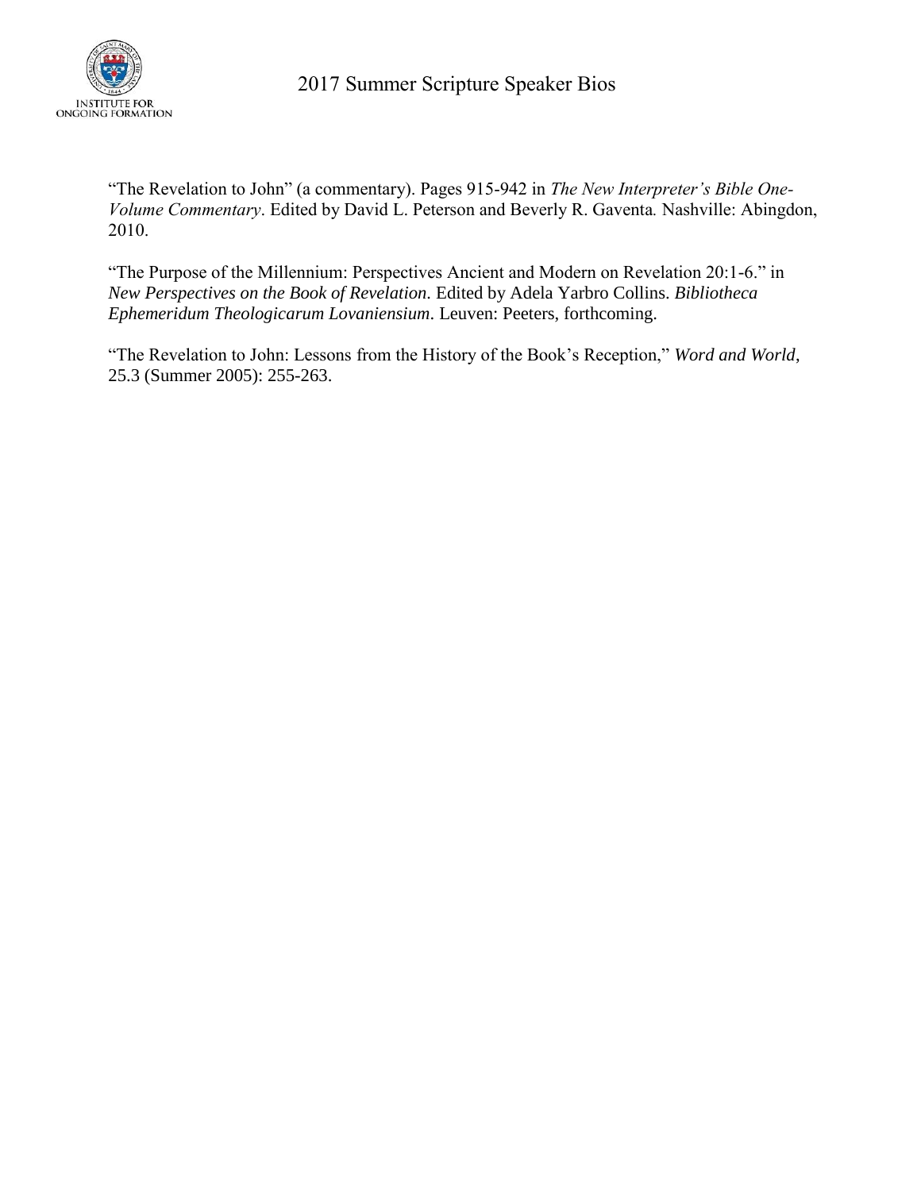"The Revelation to John" (a commentary). Pages 915-942 in *The New Interpreter's Bible One-Volume Commentary*. Edited by David L. Peterson and Beverly R. Gaventa*.* Nashville: Abingdon, 2010.

"The Purpose of the Millennium: Perspectives Ancient and Modern on Revelation 20:1-6." in *New Perspectives on the Book of Revelation.* Edited by Adela Yarbro Collins. *Bibliotheca Ephemeridum Theologicarum Lovaniensium*. Leuven: Peeters, forthcoming.

"The Revelation to John: Lessons from the History of the Book's Reception," *Word and World*, 25.3 (Summer 2005): 255-263.